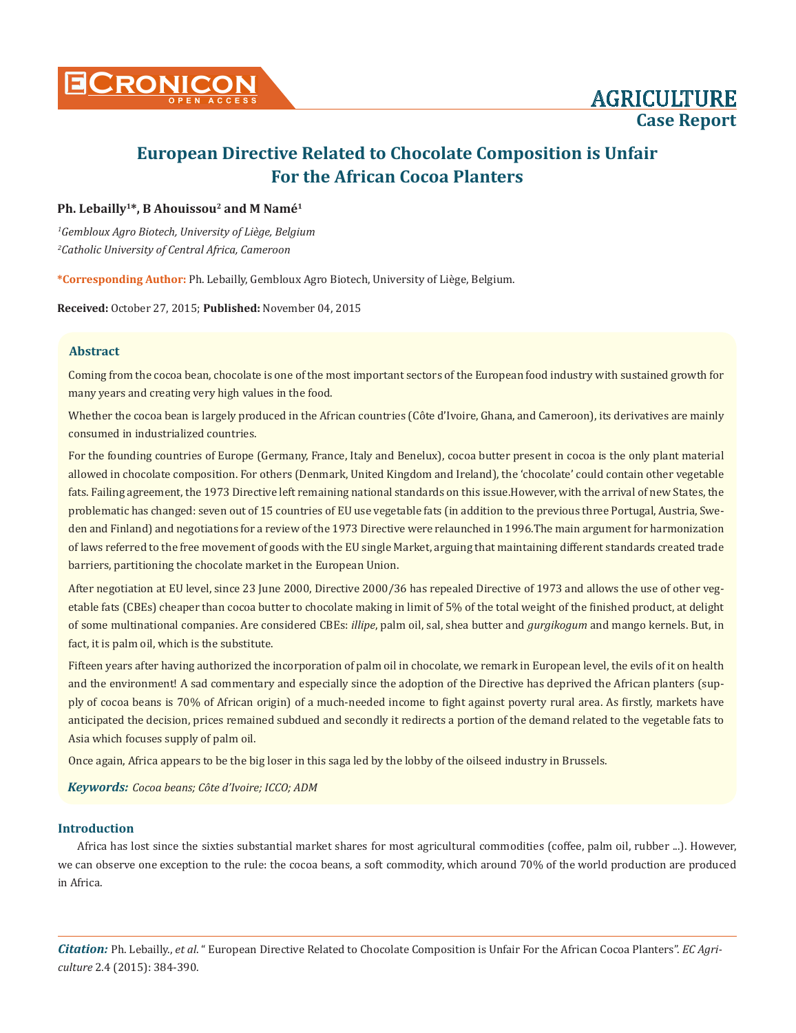# European Directive Related to Chocolate Composition is Unfair For the African Cocoa Planters

**Ph. Lebailly[1]*, B Ahouissou[2] and M Namé[1]**

*[1]Gembloux Agro Biotech, University of Liège, Belgium*

*[2]Catholic University of Central Africa, Cameroon*

**\*Corresponding Author:** Ph. Lebailly, Gembloux Agro Biotech, University of Liège, Belgium.

**Received:** October 27, 2015; **Published:** November 04, 2015

## Abstract

Coming from the cocoa bean, chocolate is one of the most important sectors of the European food industry with sustained growth for many years and creating very high values in the food.

Whether the cocoa bean is largely produced in the African countries (Côte d'Ivoire, Ghana, and Cameroon), its derivatives are mainly consumed in industrialized countries.

For the founding countries of Europe (Germany, France, Italy and Benelux), cocoa butter present in cocoa is the only plant material allowed in chocolate composition. For others (Denmark, United Kingdom and Ireland), the 'chocolate' could contain other vegetable fats. Failing agreement, the 1973 Directive left remaining national standards on this issue.However, with the arrival of new States, the problematic has changed: seven out of 15 countries of EU use vegetable fats (in addition to the previous three Portugal, Austria, Sweden and Finland) and negotiations for a review of the 1973 Directive were relaunched in 1996.The main argument for harmonization of laws referred to the free movement of goods with the EU single Market, arguing that maintaining different standards created trade barriers, partitioning the chocolate market in the European Union.

After negotiation at EU level, since 23 June 2000, Directive 2000/36 has repealed Directive of 1973 and allows the use of other vegetable fats (CBEs) cheaper than cocoa butter to chocolate making in limit of 5% of the total weight of the finished product, at delight of some multinational companies. Are considered CBEs: *illipe*, palm oil, sal, shea butter and *gurgikogum* and mango kernels. But, in fact, it is palm oil, which is the substitute.

Fifteen years after having authorized the incorporation of palm oil in chocolate, we remark in European level, the evils of it on health and the environment! A sad commentary and especially since the adoption of the Directive has deprived the African planters (supply of cocoa beans is 70% of African origin) of a much-needed income to fight against poverty rural area. As firstly, markets have anticipated the decision, prices remained subdued and secondly it redirects a portion of the demand related to the vegetable fats to Asia which focuses supply of palm oil.

Once again, Africa appears to be the big loser in this saga led by the lobby of the oilseed industry in Brussels.

***Keywords:*** *Cocoa beans; Côte d'Ivoire; ICCO; ADM*

## Introduction

Africa has lost since the sixties substantial market shares for most agricultural commodities (coffee, palm oil, rubber ...). However, we can observe one exception to the rule: the cocoa beans, a soft commodity, which around 70% of the world production are produced in Africa.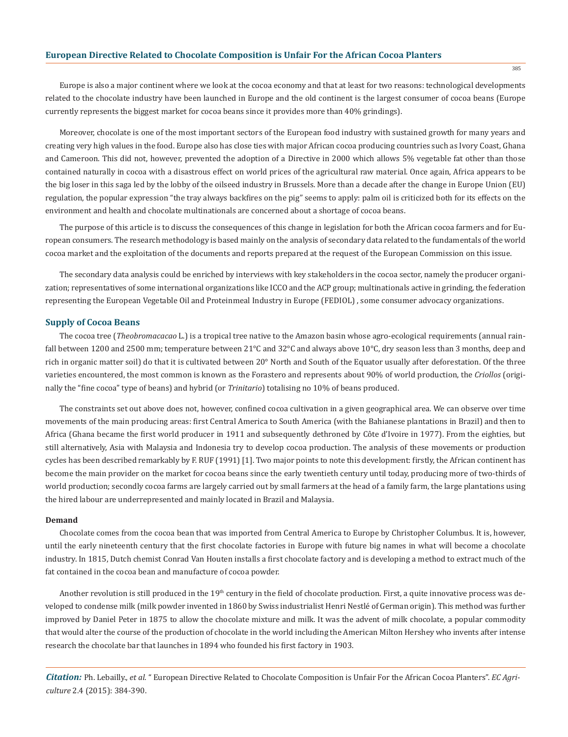Europe is also a major continent where we look at the cocoa economy and that at least for two reasons: technological developments related to the chocolate industry have been launched in Europe and the old continent is the largest consumer of cocoa beans (Europe currently represents the biggest market for cocoa beans since it provides more than 40% grindings).

Moreover, chocolate is one of the most important sectors of the European food industry with sustained growth for many years and creating very high values in the food. Europe also has close ties with major African cocoa producing countries such as Ivory Coast, Ghana and Cameroon. This did not, however, prevented the adoption of a Directive in 2000 which allows 5% vegetable fat other than those contained naturally in cocoa with a disastrous effect on world prices of the agricultural raw material. Once again, Africa appears to be the big loser in this saga led by the lobby of the oilseed industry in Brussels. More than a decade after the change in Europe Union (EU) regulation, the popular expression "the tray always backfires on the pig" seems to apply: palm oil is criticized both for its effects on the environment and health and chocolate multinationals are concerned about a shortage of cocoa beans.

The purpose of this article is to discuss the consequences of this change in legislation for both the African cocoa farmers and for European consumers. The research methodology is based mainly on the analysis of secondary data related to the fundamentals of the world cocoa market and the exploitation of the documents and reports prepared at the request of the European Commission on this issue.

The secondary data analysis could be enriched by interviews with key stakeholders in the cocoa sector, namely the producer organization; representatives of some international organizations like ICCO and the ACP group; multinationals active in grinding, the federation representing the European Vegetable Oil and Proteinmeal Industry in Europe (FEDIOL) , some consumer advocacy organizations.

## Supply of Cocoa Beans

The cocoa tree (*Theobromacacao* L.) is a tropical tree native to the Amazon basin whose agro-ecological requirements (annual rainfall between 1200 and 2500 mm; temperature between 21°C and 32°C and always above 10°C, dry season less than 3 months, deep and rich in organic matter soil) do that it is cultivated between 20° North and South of the Equator usually after deforestation. Of the three varieties encountered, the most common is known as the Forastero and represents about 90% of world production, the *Criollos* (originally the "fine cocoa" type of beans) and hybrid (or *Trinitario*) totalising no 10% of beans produced.

The constraints set out above does not, however, confined cocoa cultivation in a given geographical area. We can observe over time movements of the main producing areas: first Central America to South America (with the Bahianese plantations in Brazil) and then to Africa (Ghana became the first world producer in 1911 and subsequently dethroned by Côte d'Ivoire in 1977). From the eighties, but still alternatively, Asia with Malaysia and Indonesia try to develop cocoa production. The analysis of these movements or production cycles has been described remarkably by F. RUF (1991) [1]. Two major points to note this development: firstly, the African continent has become the main provider on the market for cocoa beans since the early twentieth century until today, producing more of two-thirds of world production; secondly cocoa farms are largely carried out by small farmers at the head of a family farm, the large plantations using the hired labour are underrepresented and mainly located in Brazil and Malaysia.

### Demand

Chocolate comes from the cocoa bean that was imported from Central America to Europe by Christopher Columbus. It is, however, until the early nineteenth century that the first chocolate factories in Europe with future big names in what will become a chocolate industry. In 1815, Dutch chemist Conrad Van Houten installs a first chocolate factory and is developing a method to extract much of the fat contained in the cocoa bean and manufacture of cocoa powder.

Another revolution is still produced in the 19th century in the field of chocolate production. First, a quite innovative process was developed to condense milk (milk powder invented in 1860 by Swiss industrialist Henri Nestlé of German origin). This method was further improved by Daniel Peter in 1875 to allow the chocolate mixture and milk. It was the advent of milk chocolate, a popular commodity that would alter the course of the production of chocolate in the world including the American Milton Hershey who invents after intense research the chocolate bar that launches in 1894 who founded his first factory in 1903.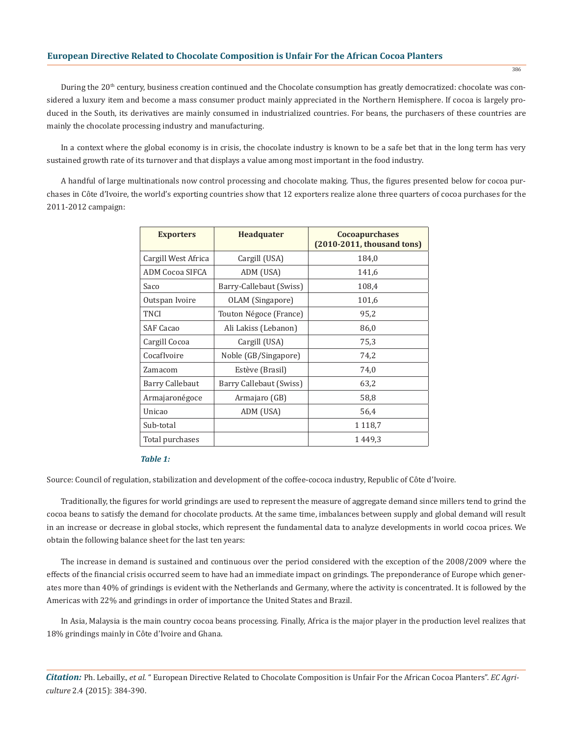During the 20th century, business creation continued and the Chocolate consumption has greatly democratized: chocolate was considered a luxury item and become a mass consumer product mainly appreciated in the Northern Hemisphere. If cocoa is largely produced in the South, its derivatives are mainly consumed in industrialized countries. For beans, the purchasers of these countries are mainly the chocolate processing industry and manufacturing.

In a context where the global economy is in crisis, the chocolate industry is known to be a safe bet that in the long term has very sustained growth rate of its turnover and that displays a value among most important in the food industry.

A handful of large multinationals now control processing and chocolate making. Thus, the figures presented below for cocoa purchases in Côte d'Ivoire, the world's exporting countries show that 12 exporters realize alone three quarters of cocoa purchases for the 2011-2012 campaign:

| Exporters | Headquater | Cocoapurchases (2010-2011, thousand tons) |
|---|---|---|
| Cargill West Africa | Cargill (USA) | 184,0 |
| ADM Cocoa SIFCA | ADM (USA) | 141,6 |
| Saco | Barry-Callebaut (Swiss) | 108,4 |
| Outspan Ivoire | OLAM (Singapore) | 101,6 |
| TNCI | Touton Négoce (France) | 95,2 |
| SAF Cacao | Ali Lakiss (Lebanon) | 86,0 |
| Cargill Cocoa | Cargill (USA) | 75,3 |
| CocafIvoire | Noble (GB/Singapore) | 74,2 |
| Zamacom | Estève (Brasil) | 74,0 |
| Barry Callebaut | Barry Callebaut (Swiss) | 63,2 |
| Armajaronégoce | Armajaro (GB) | 58,8 |
| Unicao | ADM (USA) | 56,4 |
| Sub-total | | 1 118,7 |
| Total purchases | | 1 449,3 |

***Table 1:***

Source: Council of regulation, stabilization and development of the coffee-cococa industry, Republic of Côte d'Ivoire.

Traditionally, the figures for world grindings are used to represent the measure of aggregate demand since millers tend to grind the cocoa beans to satisfy the demand for chocolate products. At the same time, imbalances between supply and global demand will result in an increase or decrease in global stocks, which represent the fundamental data to analyze developments in world cocoa prices. We obtain the following balance sheet for the last ten years:

The increase in demand is sustained and continuous over the period considered with the exception of the 2008/2009 where the effects of the financial crisis occurred seem to have had an immediate impact on grindings. The preponderance of Europe which generates more than 40% of grindings is evident with the Netherlands and Germany, where the activity is concentrated. It is followed by the Americas with 22% and grindings in order of importance the United States and Brazil.

In Asia, Malaysia is the main country cocoa beans processing. Finally, Africa is the major player in the production level realizes that 18% grindings mainly in Côte d'Ivoire and Ghana.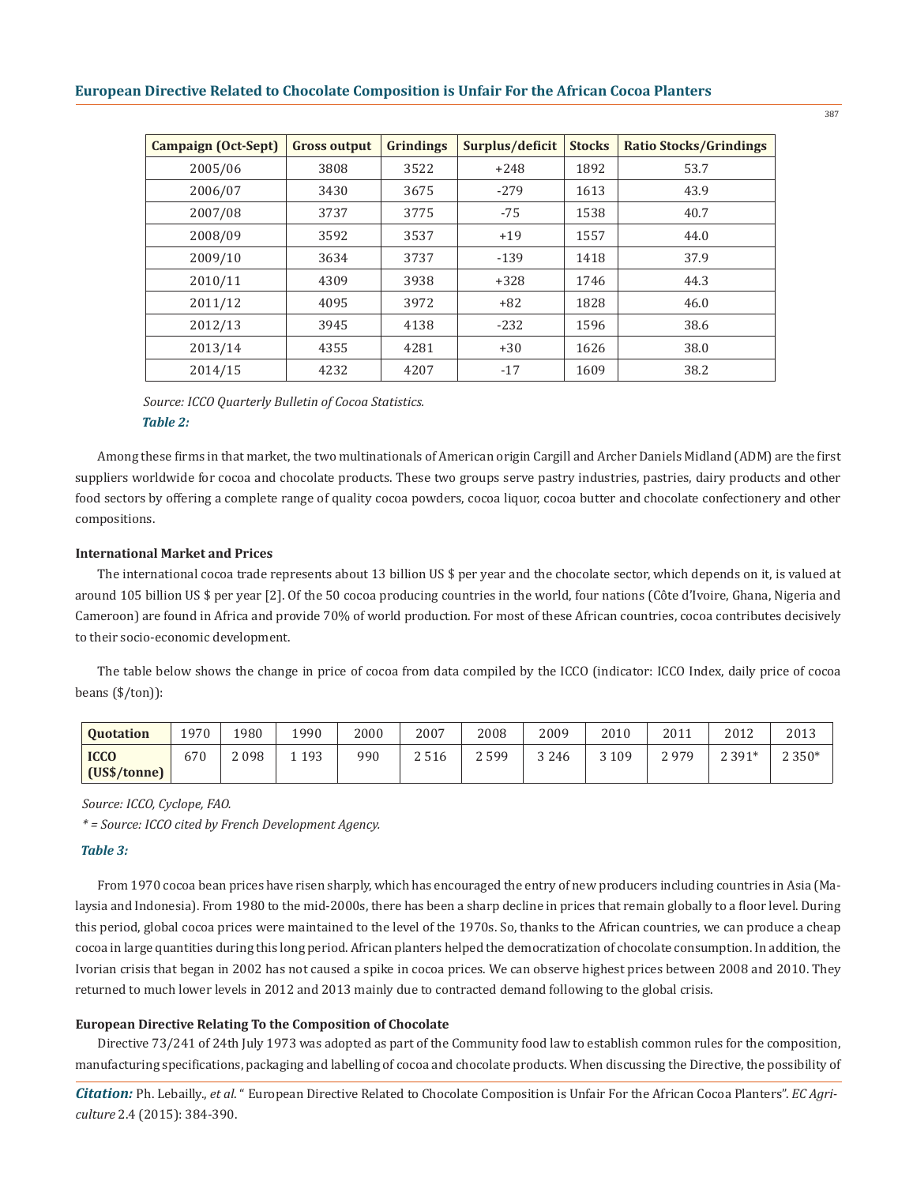| Campaign (Oct-Sept) | Gross output | Grindings | Surplus/deficit | Stocks | Ratio Stocks/Grindings |
|---|---|---|---|---|---|
| 2005/06 | 3808 | 3522 | +248 | 1892 | 53.7 |
| 2006/07 | 3430 | 3675 | -279 | 1613 | 43.9 |
| 2007/08 | 3737 | 3775 | -75 | 1538 | 40.7 |
| 2008/09 | 3592 | 3537 | +19 | 1557 | 44.0 |
| 2009/10 | 3634 | 3737 | -139 | 1418 | 37.9 |
| 2010/11 | 4309 | 3938 | +328 | 1746 | 44.3 |
| 2011/12 | 4095 | 3972 | +82 | 1828 | 46.0 |
| 2012/13 | 3945 | 4138 | -232 | 1596 | 38.6 |
| 2013/14 | 4355 | 4281 | +30 | 1626 | 38.0 |
| 2014/15 | 4232 | 4207 | -17 | 1609 | 38.2 |

*Source: ICCO Quarterly Bulletin of Cocoa Statistics.*

***Table 2:***

Among these firms in that market, the two multinationals of American origin Cargill and Archer Daniels Midland (ADM) are the first suppliers worldwide for cocoa and chocolate products. These two groups serve pastry industries, pastries, dairy products and other food sectors by offering a complete range of quality cocoa powders, cocoa liquor, cocoa butter and chocolate confectionery and other compositions.

**International Market and Prices**

The international cocoa trade represents about 13 billion US $ per year and the chocolate sector, which depends on it, is valued at around 105 billion US $ per year [2]. Of the 50 cocoa producing countries in the world, four nations (Côte d'Ivoire, Ghana, Nigeria and Cameroon) are found in Africa and provide 70% of world production. For most of these African countries, cocoa contributes decisively to their socio-economic development.

The table below shows the change in price of cocoa from data compiled by the ICCO (indicator: ICCO Index, daily price of cocoa beans ($/ton)):

| Quotation | 1970 | 1980 | 1990 | 2000 | 2007 | 2008 | 2009 | 2010 | 2011 | 2012 | 2013 |
|---|---|---|---|---|---|---|---|---|---|---|---|
| ICCO (US$/tonne) | 670 | 2 098 | 1 193 | 990 | 2 516 | 2 599 | 3 246 | 3 109 | 2 979 | 2 391* | 2 350* |

*Source: ICCO, Cyclope, FAO.*

*\* = Source: ICCO cited by French Development Agency.*

***Table 3:***

From 1970 cocoa bean prices have risen sharply, which has encouraged the entry of new producers including countries in Asia (Malaysia and Indonesia). From 1980 to the mid-2000s, there has been a sharp decline in prices that remain globally to a floor level. During this period, global cocoa prices were maintained to the level of the 1970s. So, thanks to the African countries, we can produce a cheap cocoa in large quantities during this long period. African planters helped the democratization of chocolate consumption. In addition, the Ivorian crisis that began in 2002 has not caused a spike in cocoa prices. We can observe highest prices between 2008 and 2010. They returned to much lower levels in 2012 and 2013 mainly due to contracted demand following to the global crisis.

**European Directive Relating To the Composition of Chocolate**

Directive 73/241 of 24th July 1973 was adopted as part of the Community food law to establish common rules for the composition, manufacturing specifications, packaging and labelling of cocoa and chocolate products. When discussing the Directive, the possibility of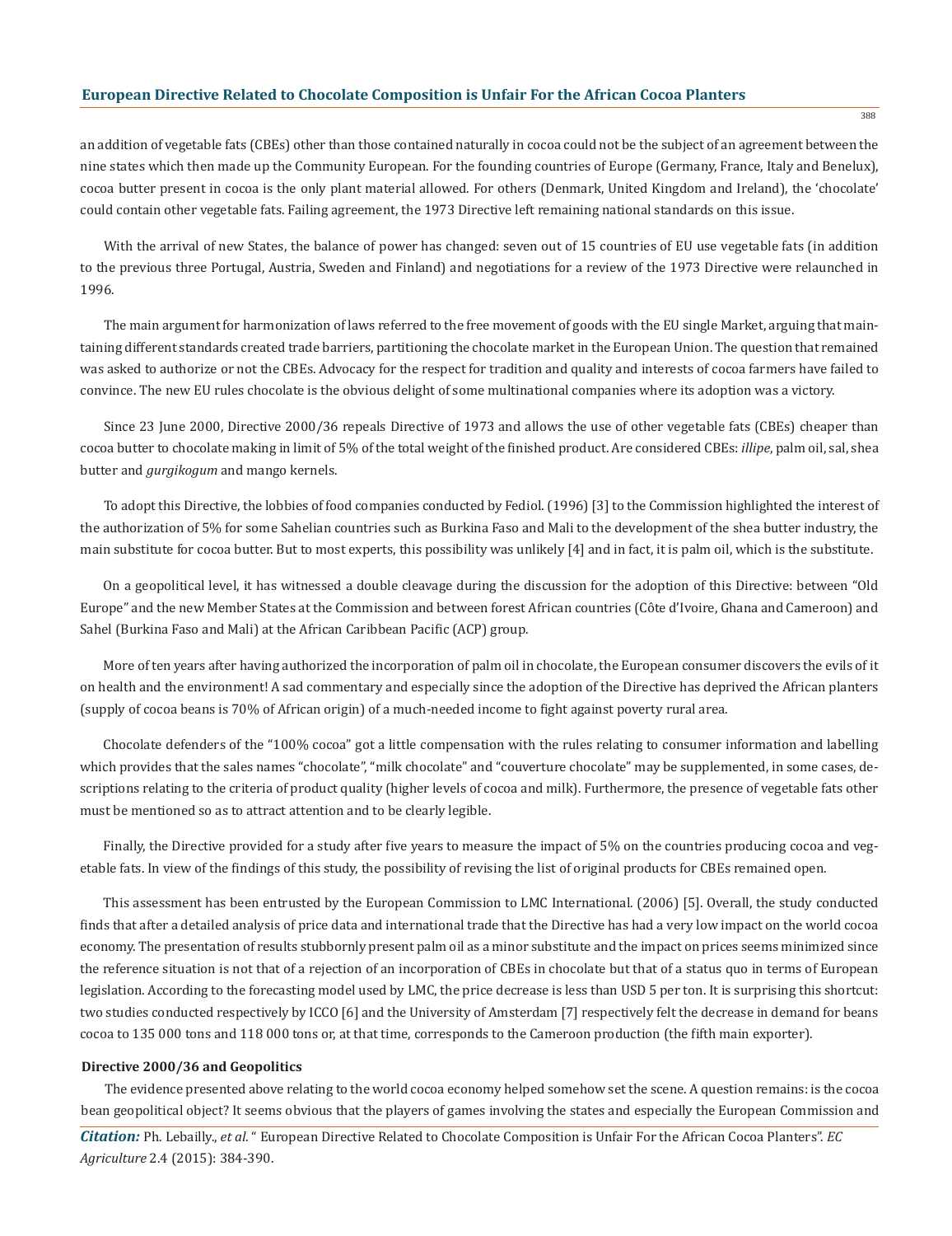an addition of vegetable fats (CBEs) other than those contained naturally in cocoa could not be the subject of an agreement between the nine states which then made up the Community European. For the founding countries of Europe (Germany, France, Italy and Benelux), cocoa butter present in cocoa is the only plant material allowed. For others (Denmark, United Kingdom and Ireland), the 'chocolate' could contain other vegetable fats. Failing agreement, the 1973 Directive left remaining national standards on this issue.

With the arrival of new States, the balance of power has changed: seven out of 15 countries of EU use vegetable fats (in addition to the previous three Portugal, Austria, Sweden and Finland) and negotiations for a review of the 1973 Directive were relaunched in 1996.

The main argument for harmonization of laws referred to the free movement of goods with the EU single Market, arguing that maintaining different standards created trade barriers, partitioning the chocolate market in the European Union. The question that remained was asked to authorize or not the CBEs. Advocacy for the respect for tradition and quality and interests of cocoa farmers have failed to convince. The new EU rules chocolate is the obvious delight of some multinational companies where its adoption was a victory.

Since 23 June 2000, Directive 2000/36 repeals Directive of 1973 and allows the use of other vegetable fats (CBEs) cheaper than cocoa butter to chocolate making in limit of 5% of the total weight of the finished product. Are considered CBEs: *illipe*, palm oil, sal, shea butter and *gurgikogum* and mango kernels.

To adopt this Directive, the lobbies of food companies conducted by Fediol. (1996) [3] to the Commission highlighted the interest of the authorization of 5% for some Sahelian countries such as Burkina Faso and Mali to the development of the shea butter industry, the main substitute for cocoa butter. But to most experts, this possibility was unlikely [4] and in fact, it is palm oil, which is the substitute.

On a geopolitical level, it has witnessed a double cleavage during the discussion for the adoption of this Directive: between "Old Europe" and the new Member States at the Commission and between forest African countries (Côte d'Ivoire, Ghana and Cameroon) and Sahel (Burkina Faso and Mali) at the African Caribbean Pacific (ACP) group.

More of ten years after having authorized the incorporation of palm oil in chocolate, the European consumer discovers the evils of it on health and the environment! A sad commentary and especially since the adoption of the Directive has deprived the African planters (supply of cocoa beans is 70% of African origin) of a much-needed income to fight against poverty rural area.

Chocolate defenders of the "100% cocoa" got a little compensation with the rules relating to consumer information and labelling which provides that the sales names "chocolate", "milk chocolate" and "couverture chocolate" may be supplemented, in some cases, descriptions relating to the criteria of product quality (higher levels of cocoa and milk). Furthermore, the presence of vegetable fats other must be mentioned so as to attract attention and to be clearly legible.

Finally, the Directive provided for a study after five years to measure the impact of 5% on the countries producing cocoa and vegetable fats. In view of the findings of this study, the possibility of revising the list of original products for CBEs remained open.

This assessment has been entrusted by the European Commission to LMC International. (2006) [5]. Overall, the study conducted finds that after a detailed analysis of price data and international trade that the Directive has had a very low impact on the world cocoa economy. The presentation of results stubbornly present palm oil as a minor substitute and the impact on prices seems minimized since the reference situation is not that of a rejection of an incorporation of CBEs in chocolate but that of a status quo in terms of European legislation. According to the forecasting model used by LMC, the price decrease is less than USD 5 per ton. It is surprising this shortcut: two studies conducted respectively by ICCO [6] and the University of Amsterdam [7] respectively felt the decrease in demand for beans cocoa to 135 000 tons and 118 000 tons or, at that time, corresponds to the Cameroon production (the fifth main exporter).

### Directive 2000/36 and Geopolitics

The evidence presented above relating to the world cocoa economy helped somehow set the scene. A question remains: is the cocoa bean geopolitical object? It seems obvious that the players of games involving the states and especially the European Commission and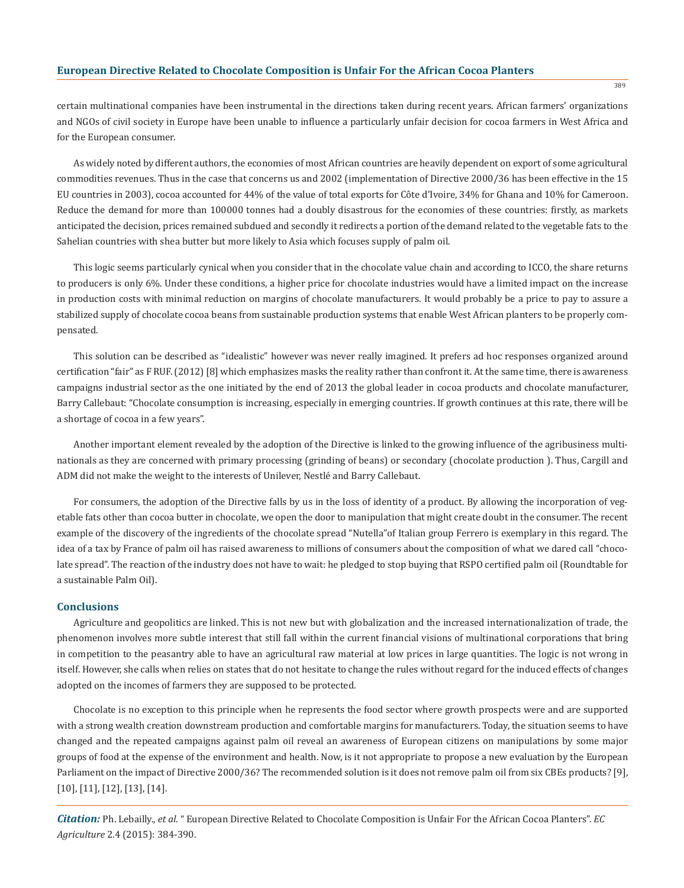certain multinational companies have been instrumental in the directions taken during recent years. African farmers' organizations and NGOs of civil society in Europe have been unable to influence a particularly unfair decision for cocoa farmers in West Africa and for the European consumer.

As widely noted by different authors, the economies of most African countries are heavily dependent on export of some agricultural commodities revenues. Thus in the case that concerns us and 2002 (implementation of Directive 2000/36 has been effective in the 15 EU countries in 2003), cocoa accounted for 44% of the value of total exports for Côte d'Ivoire, 34% for Ghana and 10% for Cameroon. Reduce the demand for more than 100000 tonnes had a doubly disastrous for the economies of these countries: firstly, as markets anticipated the decision, prices remained subdued and secondly it redirects a portion of the demand related to the vegetable fats to the Sahelian countries with shea butter but more likely to Asia which focuses supply of palm oil.

This logic seems particularly cynical when you consider that in the chocolate value chain and according to ICCO, the share returns to producers is only 6%. Under these conditions, a higher price for chocolate industries would have a limited impact on the increase in production costs with minimal reduction on margins of chocolate manufacturers. It would probably be a price to pay to assure a stabilized supply of chocolate cocoa beans from sustainable production systems that enable West African planters to be properly compensated.

This solution can be described as "idealistic" however was never really imagined. It prefers ad hoc responses organized around certification "fair" as F RUF. (2012) [8] which emphasizes masks the reality rather than confront it. At the same time, there is awareness campaigns industrial sector as the one initiated by the end of 2013 the global leader in cocoa products and chocolate manufacturer, Barry Callebaut: "Chocolate consumption is increasing, especially in emerging countries. If growth continues at this rate, there will be a shortage of cocoa in a few years".

Another important element revealed by the adoption of the Directive is linked to the growing influence of the agribusiness multinationals as they are concerned with primary processing (grinding of beans) or secondary (chocolate production ). Thus, Cargill and ADM did not make the weight to the interests of Unilever, Nestlé and Barry Callebaut.

For consumers, the adoption of the Directive falls by us in the loss of identity of a product. By allowing the incorporation of vegetable fats other than cocoa butter in chocolate, we open the door to manipulation that might create doubt in the consumer. The recent example of the discovery of the ingredients of the chocolate spread "Nutella"of Italian group Ferrero is exemplary in this regard. The idea of a tax by France of palm oil has raised awareness to millions of consumers about the composition of what we dared call "chocolate spread". The reaction of the industry does not have to wait: he pledged to stop buying that RSPO certified palm oil (Roundtable for a sustainable Palm Oil).

## Conclusions

Agriculture and geopolitics are linked. This is not new but with globalization and the increased internationalization of trade, the phenomenon involves more subtle interest that still fall within the current financial visions of multinational corporations that bring in competition to the peasantry able to have an agricultural raw material at low prices in large quantities. The logic is not wrong in itself. However, she calls when relies on states that do not hesitate to change the rules without regard for the induced effects of changes adopted on the incomes of farmers they are supposed to be protected.

Chocolate is no exception to this principle when he represents the food sector where growth prospects were and are supported with a strong wealth creation downstream production and comfortable margins for manufacturers. Today, the situation seems to have changed and the repeated campaigns against palm oil reveal an awareness of European citizens on manipulations by some major groups of food at the expense of the environment and health. Now, is it not appropriate to propose a new evaluation by the European Parliament on the impact of Directive 2000/36? The recommended solution is it does not remove palm oil from six CBEs products? [9], [10], [11], [12], [13], [14].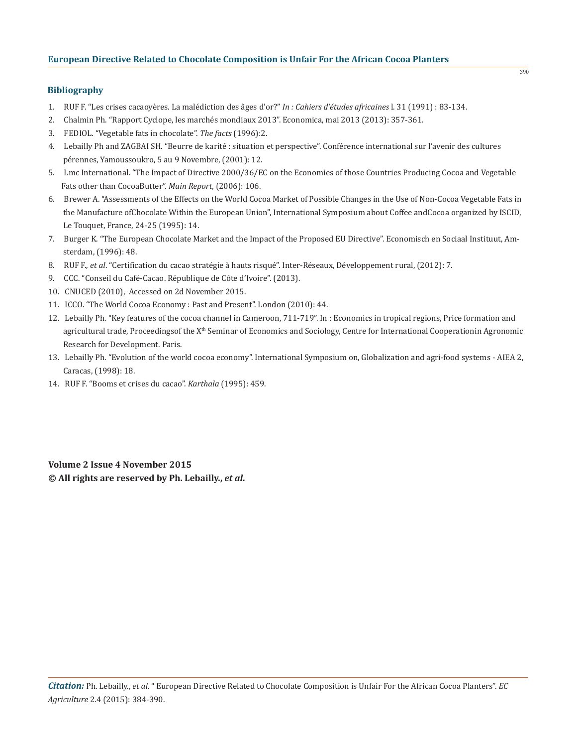## Bibliography

1. RUF F. "Les crises cacaoyères. La malédiction des âges d'or?" *In : Cahiers d'études africaines* l. 31 (1991) : 83-134.
2. Chalmin Ph. "Rapport Cyclope, les marchés mondiaux 2013". Economica, mai 2013 (2013): 357-361.
3. FEDIOL. "Vegetable fats in chocolate". *The facts* (1996):2.
4. Lebailly Ph and ZAGBAI SH. "Beurre de karité : situation et perspective". Conférence international sur l'avenir des cultures pérennes, Yamoussoukro, 5 au 9 Novembre, (2001): 12.
5. Lmc International. "The Impact of Directive 2000/36/EC on the Economies of those Countries Producing Cocoa and Vegetable Fats other than CocoaButter". *Main Report*, (2006): 106.
6. Brewer A. "Assessments of the Effects on the World Cocoa Market of Possible Changes in the Use of Non-Cocoa Vegetable Fats in the Manufacture ofChocolate Within the European Union", International Symposium about Coffee andCocoa organized by ISCID, Le Touquet, France, 24-25 (1995): 14.
7. Burger K. "The European Chocolate Market and the Impact of the Proposed EU Directive". Economisch en Sociaal Instituut, Amsterdam, (1996): 48.
8. RUF F., *et al*. "Certification du cacao stratégie à hauts risqué". Inter-Réseaux, Développement rural, (2012): 7.
9. CCC. "Conseil du Café-Cacao. République de Côte d'Ivoire". (2013).
10. CNUCED (2010), Accessed on 2d November 2015.
11. ICCO. "The World Cocoa Economy : Past and Present". London (2010): 44.
12. Lebailly Ph. "Key features of the cocoa channel in Cameroon, 711-719". In : Economics in tropical regions, Price formation and agricultural trade, Proceedingsof the X[th] Seminar of Economics and Sociology, Centre for International Cooperationin Agronomic Research for Development. Paris.
13. Lebailly Ph. "Evolution of the world cocoa economy". International Symposium on, Globalization and agri-food systems - AIEA 2, Caracas, (1998): 18.
14. RUF F. "Booms et crises du cacao". *Karthala* (1995): 459.

**Volume 2 Issue 4 November 2015**
**© All rights are reserved by Ph. Lebailly., *et al*.**